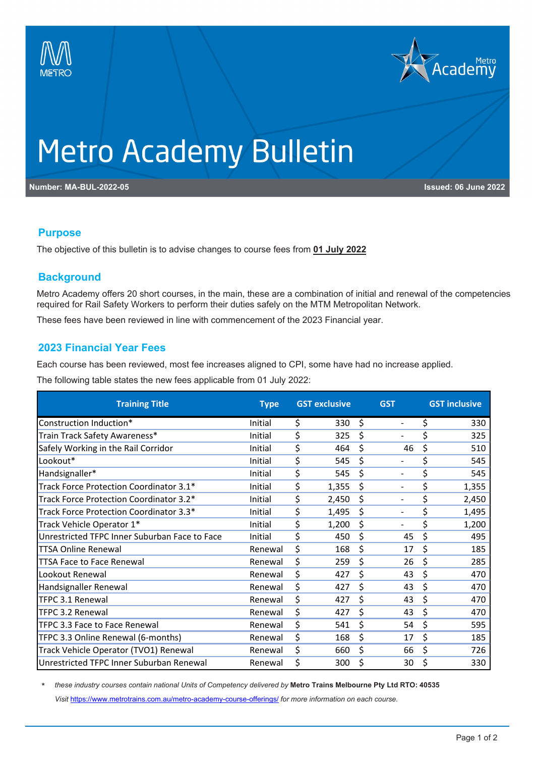# Metro Academy Bulletin

**Number: MA-BUL-2022-05** **Issued: 06 June 2022**

## Purpose

The objective of this bulletin is to advise changes to course fees from **01 July 2022**

## Background

Metro Academy offers 20 short courses, in the main, these are a combination of initial and renewal of the competencies required for Rail Safety Workers to perform their duties safely on the MTM Metropolitan Network.

These fees have been reviewed in line with commencement of the 2023 Financial year.

## 2023 Financial Year Fees

Each course has been reviewed, most fee increases aligned to CPI, some have had no increase applied.

The following table states the new fees applicable from 01 July 2022:

| Training Title | Type | GST exclusive | GST | GST inclusive |
|---|---|---|---|---|
| Construction Induction* | Initial | $ 330 | $ - | $ 330 |
| Train Track Safety Awareness* | Initial | $ 325 | $ - | $ 325 |
| Safely Working in the Rail Corridor | Initial | $ 464 | $ 46 | $ 510 |
| Lookout* | Initial | $ 545 | $ - | $ 545 |
| Handsignaller* | Initial | $ 545 | $ - | $ 545 |
| Track Force Protection Coordinator 3.1* | Initial | $ 1,355 | $ - | $ 1,355 |
| Track Force Protection Coordinator 3.2* | Initial | $ 2,450 | $ - | $ 2,450 |
| Track Force Protection Coordinator 3.3* | Initial | $ 1,495 | $ - | $ 1,495 |
| Track Vehicle Operator 1* | Initial | $ 1,200 | $ - | $ 1,200 |
| Unrestricted TFPC Inner Suburban Face to Face | Initial | $ 450 | $ 45 | $ 495 |
| TTSA Online Renewal | Renewal | $ 168 | $ 17 | $ 185 |
| TTSA Face to Face Renewal | Renewal | $ 259 | $ 26 | $ 285 |
| Lookout Renewal | Renewal | $ 427 | $ 43 | $ 470 |
| Handsignaller Renewal | Renewal | $ 427 | $ 43 | $ 470 |
| TFPC 3.1 Renewal | Renewal | $ 427 | $ 43 | $ 470 |
| TFPC 3.2 Renewal | Renewal | $ 427 | $ 43 | $ 470 |
| TFPC 3.3 Face to Face Renewal | Renewal | $ 541 | $ 54 | $ 595 |
| TFPC 3.3 Online Renewal (6-months) | Renewal | $ 168 | $ 17 | $ 185 |
| Track Vehicle Operator (TVO1) Renewal | Renewal | $ 660 | $ 66 | $ 726 |
| Unrestricted TFPC Inner Suburban Renewal | Renewal | $ 300 | $ 30 | $ 330 |

\* *these industry courses contain national Units of Competency delivered by* **Metro Trains Melbourne Pty Ltd RTO: 40535**

*Visit* https://www.metrotrains.com.au/metro-academy-course-offerings/ *for more information on each course.*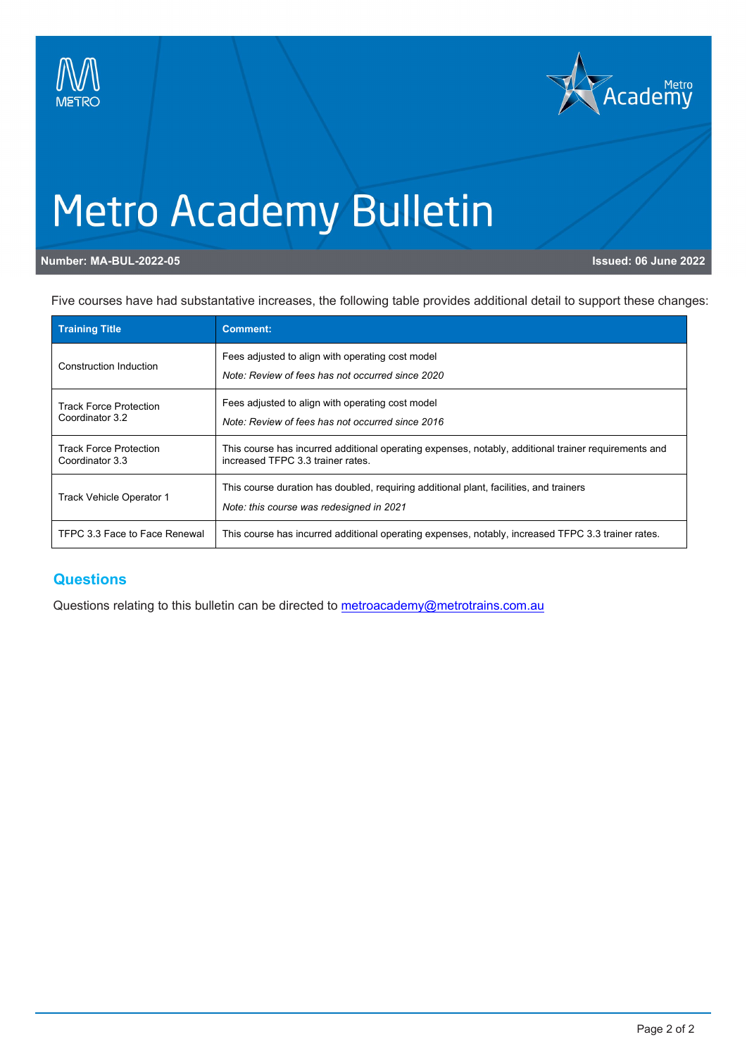# Metro Academy Bulletin

**Number: MA-BUL-2022-05** **Issued: 06 June 2022**

Five courses have had substantative increases, the following table provides additional detail to support these changes:

| Training Title | Comment: |
|---|---|
| Construction Induction | Fees adjusted to align with operating cost model<br>*Note: Review of fees has not occurred since 2020* |
| Track Force Protection Coordinator 3.2 | Fees adjusted to align with operating cost model<br>*Note: Review of fees has not occurred since 2016* |
| Track Force Protection Coordinator 3.3 | This course has incurred additional operating expenses, notably, additional trainer requirements and increased TFPC 3.3 trainer rates. |
| Track Vehicle Operator 1 | This course duration has doubled, requiring additional plant, facilities, and trainers<br>*Note: this course was redesigned in 2021* |
| TFPC 3.3 Face to Face Renewal | This course has incurred additional operating expenses, notably, increased TFPC 3.3 trainer rates. |

## Questions

Questions relating to this bulletin can be directed to metroacademy@metrotrains.com.au